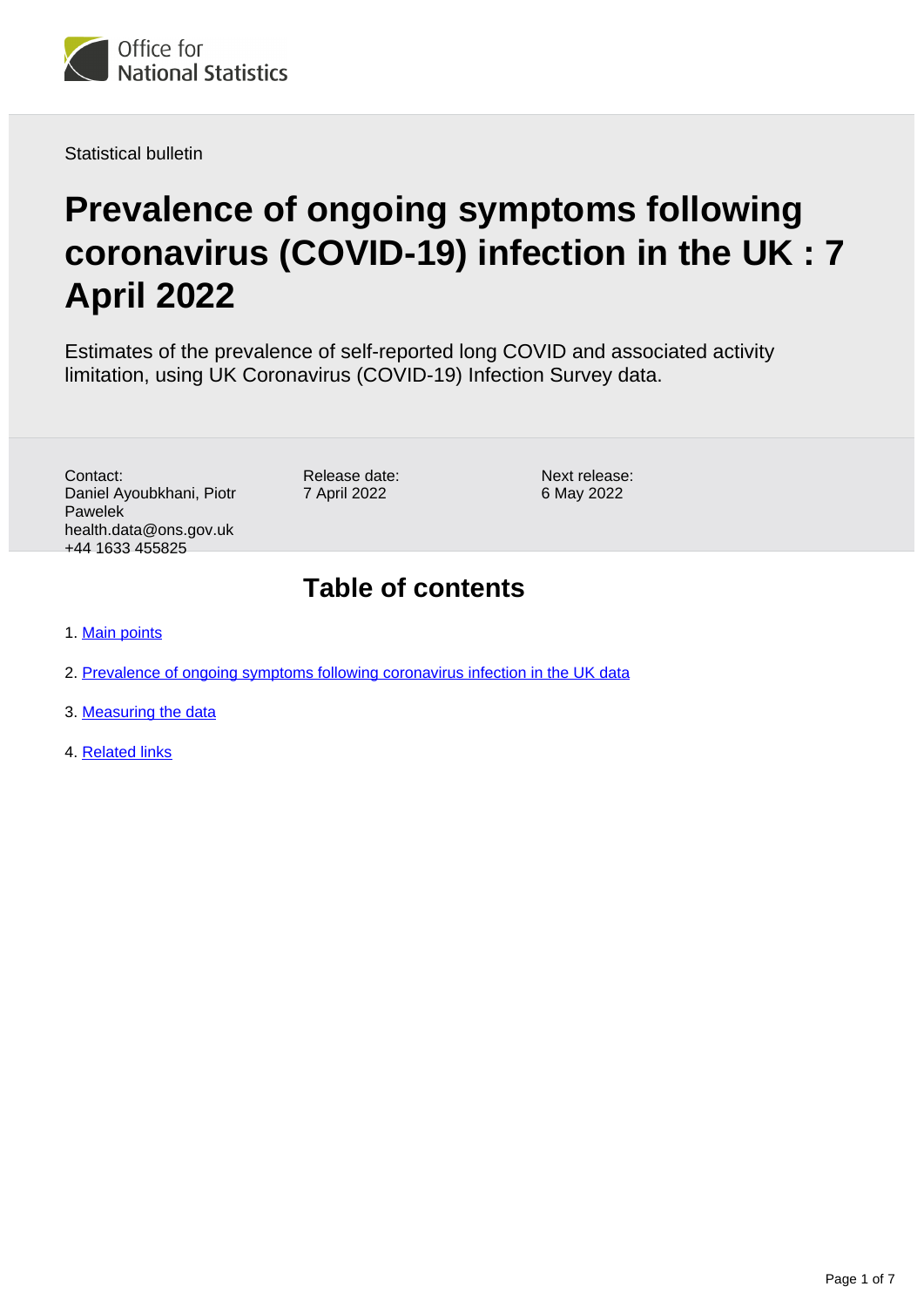Office for National Statistics

Statistical bulletin

# Prevalence of ongoing symptoms following coronavirus (COVID-19) infection in the UK : 7 April 2022

Estimates of the prevalence of self-reported long COVID and associated activity limitation, using UK Coronavirus (COVID-19) Infection Survey data.

Contact:
Daniel Ayoubkhani, Piotr Pawelek
health.data@ons.gov.uk
+44 1633 455825

Release date:
7 April 2022

Next release:
6 May 2022

## Table of contents

1. Main points
2. Prevalence of ongoing symptoms following coronavirus infection in the UK data
3. Measuring the data
4. Related links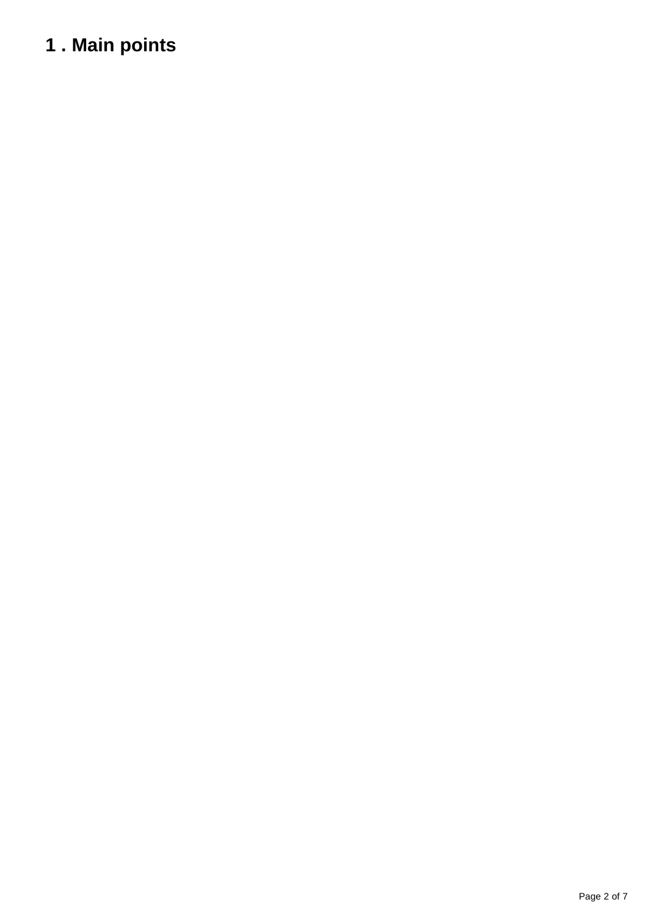## 1 . Main points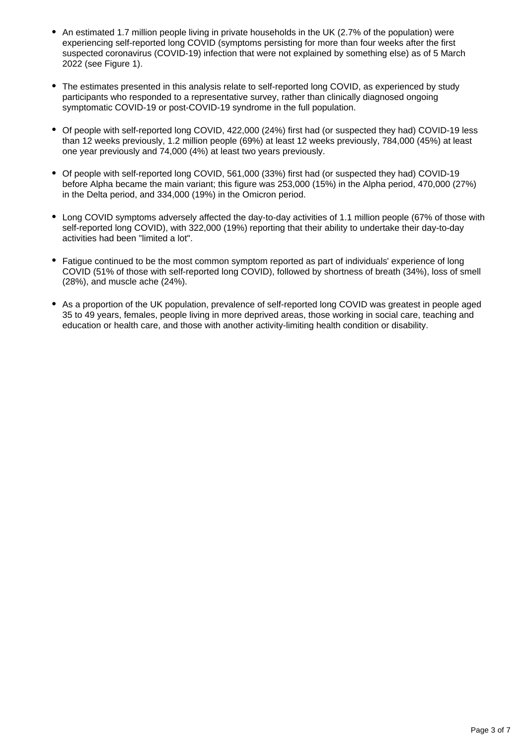- An estimated 1.7 million people living in private households in the UK (2.7% of the population) were experiencing self-reported long COVID (symptoms persisting for more than four weeks after the first suspected coronavirus (COVID-19) infection that were not explained by something else) as of 5 March 2022 (see Figure 1).

- The estimates presented in this analysis relate to self-reported long COVID, as experienced by study participants who responded to a representative survey, rather than clinically diagnosed ongoing symptomatic COVID-19 or post-COVID-19 syndrome in the full population.

- Of people with self-reported long COVID, 422,000 (24%) first had (or suspected they had) COVID-19 less than 12 weeks previously, 1.2 million people (69%) at least 12 weeks previously, 784,000 (45%) at least one year previously and 74,000 (4%) at least two years previously.

- Of people with self-reported long COVID, 561,000 (33%) first had (or suspected they had) COVID-19 before Alpha became the main variant; this figure was 253,000 (15%) in the Alpha period, 470,000 (27%) in the Delta period, and 334,000 (19%) in the Omicron period.

- Long COVID symptoms adversely affected the day-to-day activities of 1.1 million people (67% of those with self-reported long COVID), with 322,000 (19%) reporting that their ability to undertake their day-to-day activities had been "limited a lot".

- Fatigue continued to be the most common symptom reported as part of individuals' experience of long COVID (51% of those with self-reported long COVID), followed by shortness of breath (34%), loss of smell (28%), and muscle ache (24%).

- As a proportion of the UK population, prevalence of self-reported long COVID was greatest in people aged 35 to 49 years, females, people living in more deprived areas, those working in social care, teaching and education or health care, and those with another activity-limiting health condition or disability.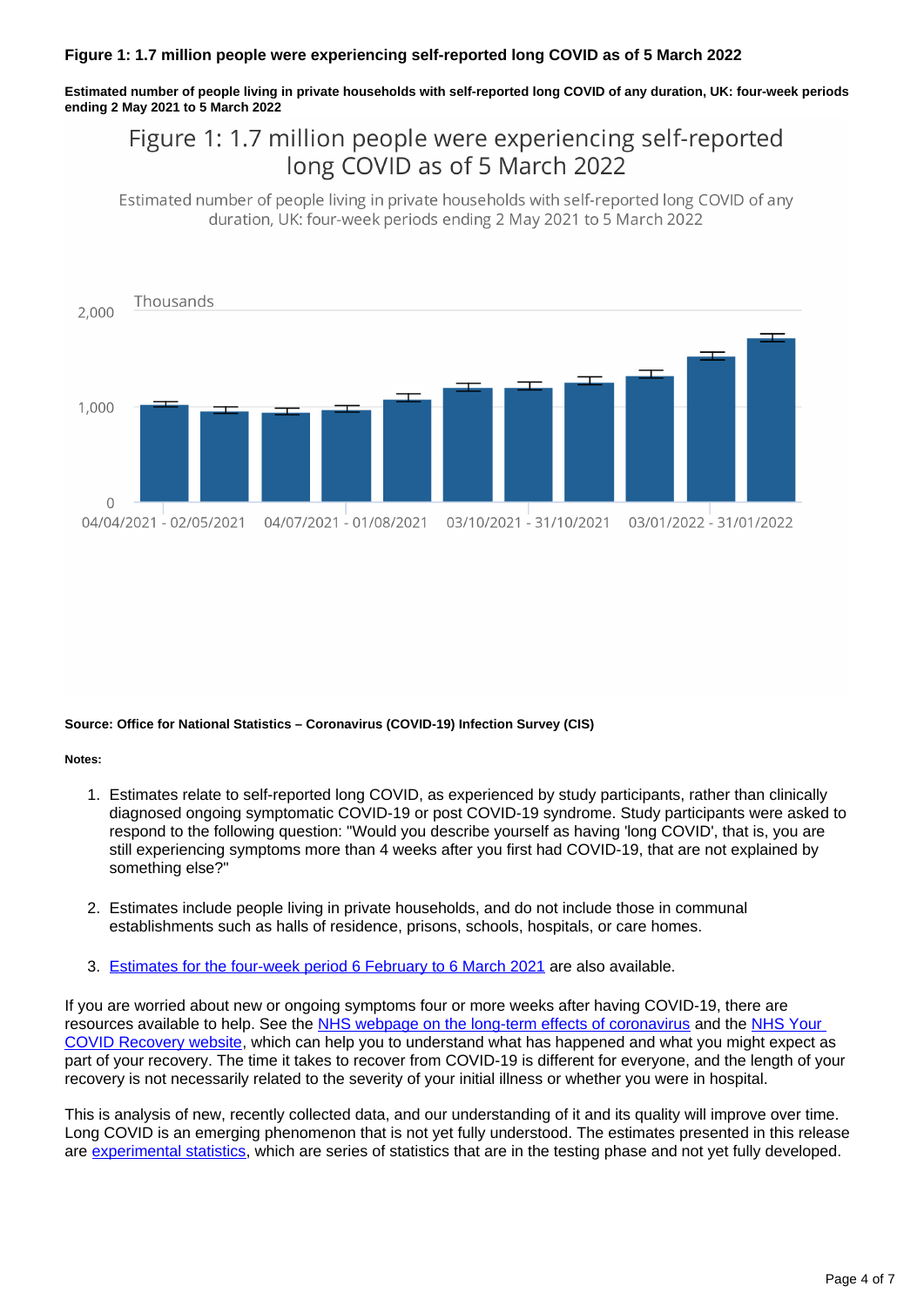**Figure 1: 1.7 million people were experiencing self-reported long COVID as of 5 March 2022**

**Estimated number of people living in private households with self-reported long COVID of any duration, UK: four-week periods ending 2 May 2021 to 5 March 2022**

Figure 1: 1.7 million people were experiencing self-reported long COVID as of 5 March 2022

Estimated number of people living in private households with self-reported long COVID of any duration, UK: four-week periods ending 2 May 2021 to 5 March 2022

Thousands

2,000

1,000

0

04/04/2021 - 02/05/2021 | 04/07/2021 - 01/08/2021 | 03/10/2021 - 31/10/2021 | 03/01/2022 - 31/01/2022

**Source: Office for National Statistics – Coronavirus (COVID-19) Infection Survey (CIS)**

**Notes:**

1. Estimates relate to self-reported long COVID, as experienced by study participants, rather than clinically diagnosed ongoing symptomatic COVID-19 or post COVID-19 syndrome. Study participants were asked to respond to the following question: "Would you describe yourself as having 'long COVID', that is, you are still experiencing symptoms more than 4 weeks after you first had COVID-19, that are not explained by something else?"

2. Estimates include people living in private households, and do not include those in communal establishments such as halls of residence, prisons, schools, hospitals, or care homes.

3. Estimates for the four-week period 6 February to 6 March 2021 are also available.

If you are worried about new or ongoing symptoms four or more weeks after having COVID-19, there are resources available to help. See the NHS webpage on the long-term effects of coronavirus and the NHS Your COVID Recovery website, which can help you to understand what has happened and what you might expect as part of your recovery. The time it takes to recover from COVID-19 is different for everyone, and the length of your recovery is not necessarily related to the severity of your initial illness or whether you were in hospital.

This is analysis of new, recently collected data, and our understanding of it and its quality will improve over time. Long COVID is an emerging phenomenon that is not yet fully understood. The estimates presented in this release are experimental statistics, which are series of statistics that are in the testing phase and not yet fully developed.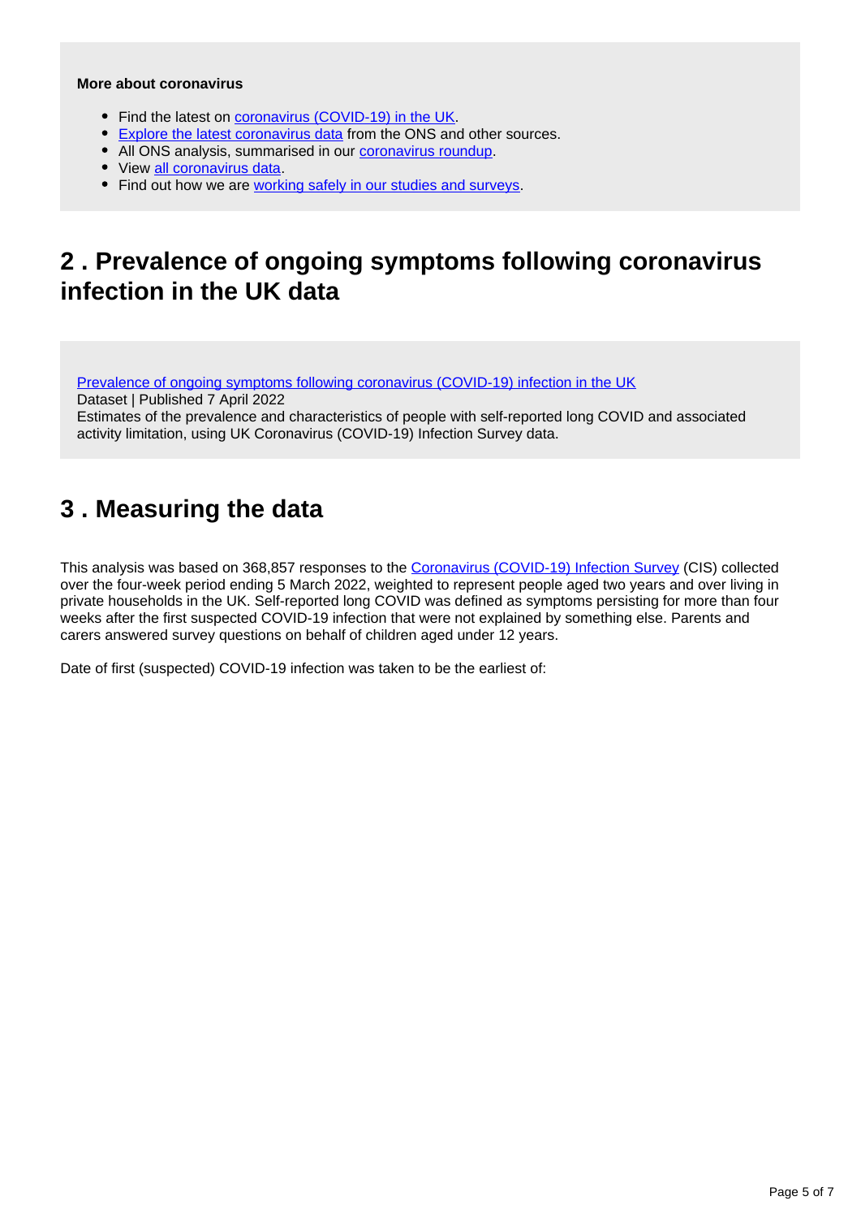**More about coronavirus**

- Find the latest on coronavirus (COVID-19) in the UK.
- Explore the latest coronavirus data from the ONS and other sources.
- All ONS analysis, summarised in our coronavirus roundup.
- View all coronavirus data.
- Find out how we are working safely in our studies and surveys.

## 2 . Prevalence of ongoing symptoms following coronavirus infection in the UK data

Prevalence of ongoing symptoms following coronavirus (COVID-19) infection in the UK
Dataset | Published 7 April 2022
Estimates of the prevalence and characteristics of people with self-reported long COVID and associated activity limitation, using UK Coronavirus (COVID-19) Infection Survey data.

## 3 . Measuring the data

This analysis was based on 368,857 responses to the Coronavirus (COVID-19) Infection Survey (CIS) collected over the four-week period ending 5 March 2022, weighted to represent people aged two years and over living in private households in the UK. Self-reported long COVID was defined as symptoms persisting for more than four weeks after the first suspected COVID-19 infection that were not explained by something else. Parents and carers answered survey questions on behalf of children aged under 12 years.

Date of first (suspected) COVID-19 infection was taken to be the earliest of: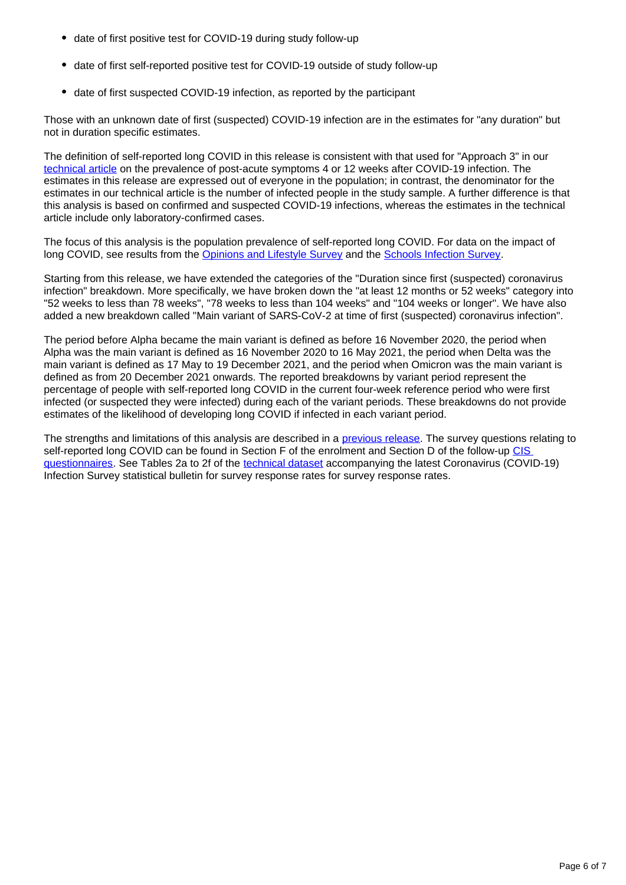- date of first positive test for COVID-19 during study follow-up
- date of first self-reported positive test for COVID-19 outside of study follow-up
- date of first suspected COVID-19 infection, as reported by the participant

Those with an unknown date of first (suspected) COVID-19 infection are in the estimates for "any duration" but not in duration specific estimates.

The definition of self-reported long COVID in this release is consistent with that used for "Approach 3" in our [technical article](#) on the prevalence of post-acute symptoms 4 or 12 weeks after COVID-19 infection. The estimates in this release are expressed out of everyone in the population; in contrast, the denominator for the estimates in our technical article is the number of infected people in the study sample. A further difference is that this analysis is based on confirmed and suspected COVID-19 infections, whereas the estimates in the technical article include only laboratory-confirmed cases.

The focus of this analysis is the population prevalence of self-reported long COVID. For data on the impact of long COVID, see results from the [Opinions and Lifestyle Survey](#) and the [Schools Infection Survey](#).

Starting from this release, we have extended the categories of the "Duration since first (suspected) coronavirus infection" breakdown. More specifically, we have broken down the "at least 12 months or 52 weeks" category into "52 weeks to less than 78 weeks", "78 weeks to less than 104 weeks" and "104 weeks or longer". We have also added a new breakdown called "Main variant of SARS-CoV-2 at time of first (suspected) coronavirus infection".

The period before Alpha became the main variant is defined as before 16 November 2020, the period when Alpha was the main variant is defined as 16 November 2020 to 16 May 2021, the period when Delta was the main variant is defined as 17 May to 19 December 2021, and the period when Omicron was the main variant is defined as from 20 December 2021 onwards. The reported breakdowns by variant period represent the percentage of people with self-reported long COVID in the current four-week reference period who were first infected (or suspected they were infected) during each of the variant periods. These breakdowns do not provide estimates of the likelihood of developing long COVID if infected in each variant period.

The strengths and limitations of this analysis are described in a [previous release](#). The survey questions relating to self-reported long COVID can be found in Section F of the enrolment and Section D of the follow-up [CIS questionnaires](#). See Tables 2a to 2f of the [technical dataset](#) accompanying the latest Coronavirus (COVID-19) Infection Survey statistical bulletin for survey response rates for survey response rates.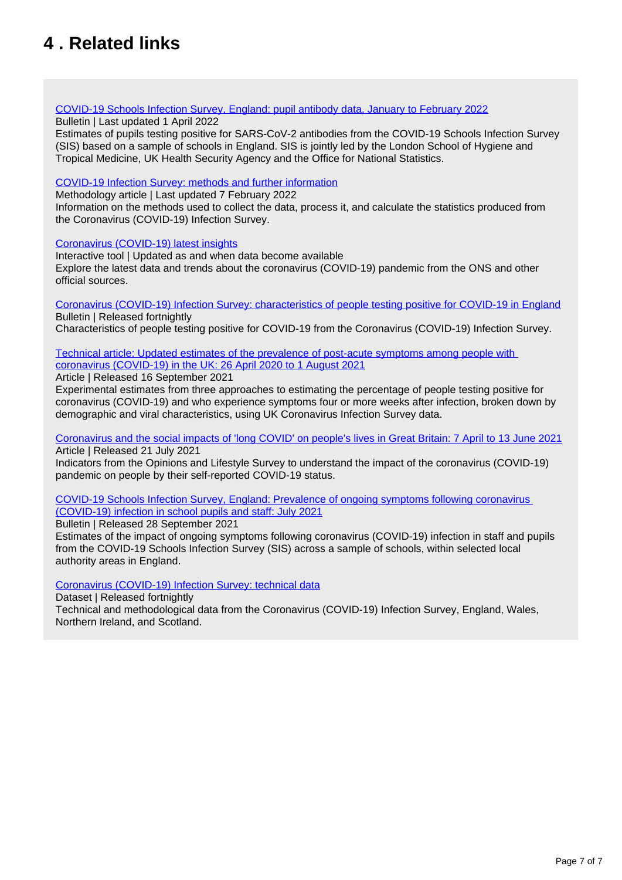## 4 . Related links

[COVID-19 Schools Infection Survey, England: pupil antibody data, January to February 2022]
Bulletin | Last updated 1 April 2022
Estimates of pupils testing positive for SARS-CoV-2 antibodies from the COVID-19 Schools Infection Survey (SIS) based on a sample of schools in England. SIS is jointly led by the London School of Hygiene and Tropical Medicine, UK Health Security Agency and the Office for National Statistics.

[COVID-19 Infection Survey: methods and further information]
Methodology article | Last updated 7 February 2022
Information on the methods used to collect the data, process it, and calculate the statistics produced from the Coronavirus (COVID-19) Infection Survey.

[Coronavirus (COVID-19) latest insights]
Interactive tool | Updated as and when data become available
Explore the latest data and trends about the coronavirus (COVID-19) pandemic from the ONS and other official sources.

[Coronavirus (COVID-19) Infection Survey: characteristics of people testing positive for COVID-19 in England]
Bulletin | Released fortnightly
Characteristics of people testing positive for COVID-19 from the Coronavirus (COVID-19) Infection Survey.

[Technical article: Updated estimates of the prevalence of post-acute symptoms among people with coronavirus (COVID-19) in the UK: 26 April 2020 to 1 August 2021]
Article | Released 16 September 2021
Experimental estimates from three approaches to estimating the percentage of people testing positive for coronavirus (COVID-19) and who experience symptoms four or more weeks after infection, broken down by demographic and viral characteristics, using UK Coronavirus Infection Survey data.

[Coronavirus and the social impacts of 'long COVID' on people's lives in Great Britain: 7 April to 13 June 2021]
Article | Released 21 July 2021
Indicators from the Opinions and Lifestyle Survey to understand the impact of the coronavirus (COVID-19) pandemic on people by their self-reported COVID-19 status.

[COVID-19 Schools Infection Survey, England: Prevalence of ongoing symptoms following coronavirus (COVID-19) infection in school pupils and staff: July 2021]
Bulletin | Released 28 September 2021
Estimates of the impact of ongoing symptoms following coronavirus (COVID-19) infection in staff and pupils from the COVID-19 Schools Infection Survey (SIS) across a sample of schools, within selected local authority areas in England.

[Coronavirus (COVID-19) Infection Survey: technical data]
Dataset | Released fortnightly
Technical and methodological data from the Coronavirus (COVID-19) Infection Survey, England, Wales, Northern Ireland, and Scotland.